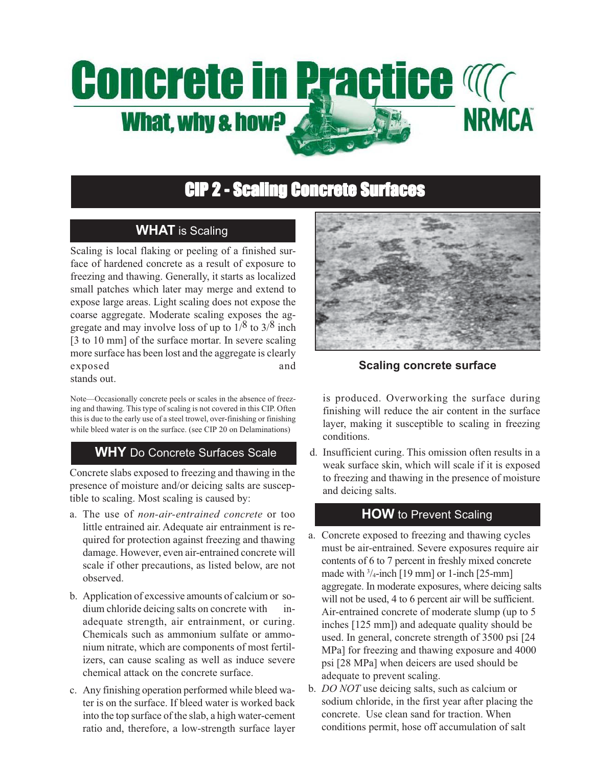# Concrete in Practice

## What, why & how?

NRMCA

# CIP 2 - Scaling Concrete Surfaces

## WHAT is Scaling

Scaling is local flaking or peeling of a finished surface of hardened concrete as a result of exposure to freezing and thawing. Generally, it starts as localized small patches which later may merge and extend to expose large areas. Light scaling does not expose the coarse aggregate. Moderate scaling exposes the aggregate and may involve loss of up to 1/8 to 3/8 inch [3 to 10 mm] of the surface mortar. In severe scaling more surface has been lost and the aggregate is clearly exposed and stands out.

Note—Occasionally concrete peels or scales in the absence of freezing and thawing. This type of scaling is not covered in this CIP. Often this is due to the early use of a steel trowel, over-finishing or finishing while bleed water is on the surface. (see CIP 20 on Delaminations)

Scaling concrete surface

## WHY Do Concrete Surfaces Scale

Concrete slabs exposed to freezing and thawing in the presence of moisture and/or deicing salts are susceptible to scaling. Most scaling is caused by:

a. The use of *non-air-entrained concrete* or too little entrained air. Adequate air entrainment is required for protection against freezing and thawing damage. However, even air-entrained concrete will scale if other precautions, as listed below, are not observed.

b. Application of excessive amounts of calcium or sodium chloride deicing salts on concrete with inadequate strength, air entrainment, or curing. Chemicals such as ammonium sulfate or ammonium nitrate, which are components of most fertilizers, can cause scaling as well as induce severe chemical attack on the concrete surface.

c. Any finishing operation performed while bleed water is on the surface. If bleed water is worked back into the top surface of the slab, a high water-cement ratio and, therefore, a low-strength surface layer is produced. Overworking the surface during finishing will reduce the air content in the surface layer, making it susceptible to scaling in freezing conditions.

d. Insufficient curing. This omission often results in a weak surface skin, which will scale if it is exposed to freezing and thawing in the presence of moisture and deicing salts.

## HOW to Prevent Scaling

a. Concrete exposed to freezing and thawing cycles must be air-entrained. Severe exposures require air contents of 6 to 7 percent in freshly mixed concrete made with 3/4-inch [19 mm] or 1-inch [25-mm] aggregate. In moderate exposures, where deicing salts will not be used, 4 to 6 percent air will be sufficient. Air-entrained concrete of moderate slump (up to 5 inches [125 mm]) and adequate quality should be used. In general, concrete strength of 3500 psi [24 MPa] for freezing and thawing exposure and 4000 psi [28 MPa] when deicers are used should be adequate to prevent scaling.

b. *DO NOT* use deicing salts, such as calcium or sodium chloride, in the first year after placing the concrete. Use clean sand for traction. When conditions permit, hose off accumulation of salt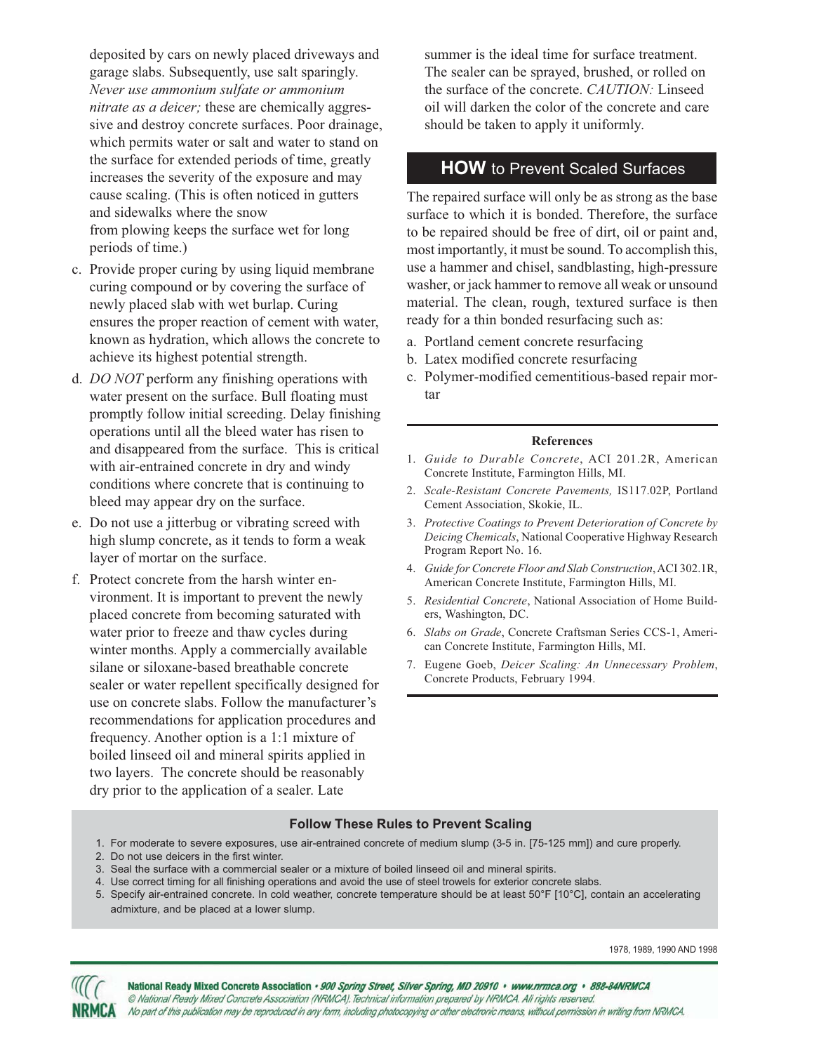deposited by cars on newly placed driveways and garage slabs. Subsequently, use salt sparingly. *Never use ammonium sulfate or ammonium nitrate as a deicer;* these are chemically aggressive and destroy concrete surfaces. Poor drainage, which permits water or salt and water to stand on the surface for extended periods of time, greatly increases the severity of the exposure and may cause scaling. (This is often noticed in gutters and sidewalks where the snow from plowing keeps the surface wet for long periods of time.)

c. Provide proper curing by using liquid membrane curing compound or by covering the surface of newly placed slab with wet burlap. Curing ensures the proper reaction of cement with water, known as hydration, which allows the concrete to achieve its highest potential strength.

d. *DO NOT* perform any finishing operations with water present on the surface. Bull floating must promptly follow initial screeding. Delay finishing operations until all the bleed water has risen to and disappeared from the surface. This is critical with air-entrained concrete in dry and windy conditions where concrete that is continuing to bleed may appear dry on the surface.

e. Do not use a jitterbug or vibrating screed with high slump concrete, as it tends to form a weak layer of mortar on the surface.

f. Protect concrete from the harsh winter environment. It is important to prevent the newly placed concrete from becoming saturated with water prior to freeze and thaw cycles during winter months. Apply a commercially available silane or siloxane-based breathable concrete sealer or water repellent specifically designed for use on concrete slabs. Follow the manufacturer's recommendations for application procedures and frequency. Another option is a 1:1 mixture of boiled linseed oil and mineral spirits applied in two layers. The concrete should be reasonably dry prior to the application of a sealer. Late summer is the ideal time for surface treatment. The sealer can be sprayed, brushed, or rolled on the surface of the concrete. *CAUTION:* Linseed oil will darken the color of the concrete and care should be taken to apply it uniformly.

## HOW to Prevent Scaled Surfaces

The repaired surface will only be as strong as the base surface to which it is bonded. Therefore, the surface to be repaired should be free of dirt, oil or paint and, most importantly, it must be sound. To accomplish this, use a hammer and chisel, sandblasting, high-pressure washer, or jack hammer to remove all weak or unsound material. The clean, rough, textured surface is then ready for a thin bonded resurfacing such as:

a. Portland cement concrete resurfacing
b. Latex modified concrete resurfacing
c. Polymer-modified cementitious-based repair mortar

### References

1. *Guide to Durable Concrete*, ACI 201.2R, American Concrete Institute, Farmington Hills, MI.
2. *Scale-Resistant Concrete Pavements,* IS117.02P, Portland Cement Association, Skokie, IL.
3. *Protective Coatings to Prevent Deterioration of Concrete by Deicing Chemicals*, National Cooperative Highway Research Program Report No. 16.
4. *Guide for Concrete Floor and Slab Construction*, ACI 302.1R, American Concrete Institute, Farmington Hills, MI.
5. *Residential Concrete*, National Association of Home Builders, Washington, DC.
6. *Slabs on Grade*, Concrete Craftsman Series CCS-1, American Concrete Institute, Farmington Hills, MI.
7. Eugene Goeb, *Deicer Scaling: An Unnecessary Problem*, Concrete Products, February 1994.

### Follow These Rules to Prevent Scaling

1. For moderate to severe exposures, use air-entrained concrete of medium slump (3-5 in. [75-125 mm]) and cure properly.
2. Do not use deicers in the first winter.
3. Seal the surface with a commercial sealer or a mixture of boiled linseed oil and mineral spirits.
4. Use correct timing for all finishing operations and avoid the use of steel trowels for exterior concrete slabs.
5. Specify air-entrained concrete. In cold weather, concrete temperature should be at least 50°F [10°C], contain an accelerating admixture, and be placed at a lower slump.

1978, 1989, 1990 AND 1998

National Ready Mixed Concrete Association • 900 Spring Street, Silver Spring, MD 20910 • www.nrmca.org • 888-84NRMCA
© National Ready Mixed Concrete Association (NRMCA). Technical information prepared by NRMCA. All rights reserved.
No part of this publication may be reproduced in any form, including photocopying or other electronic means, without permission in writing from NRMCA.